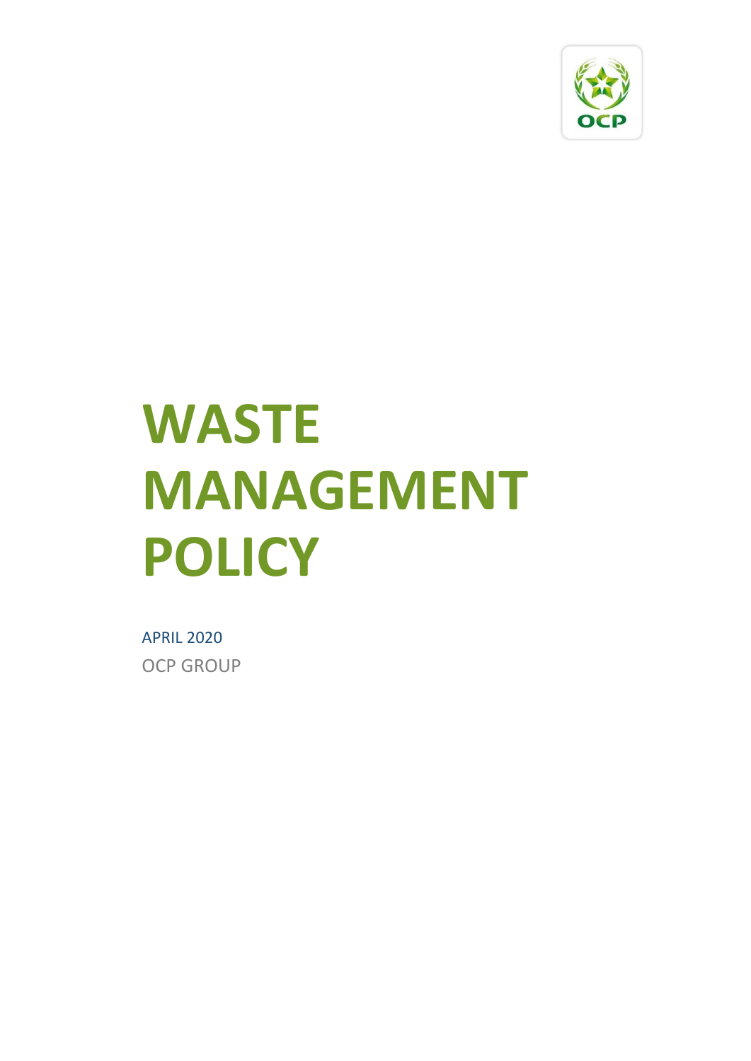# WASTE MANAGEMENT POLICY

APRIL 2020

OCP GROUP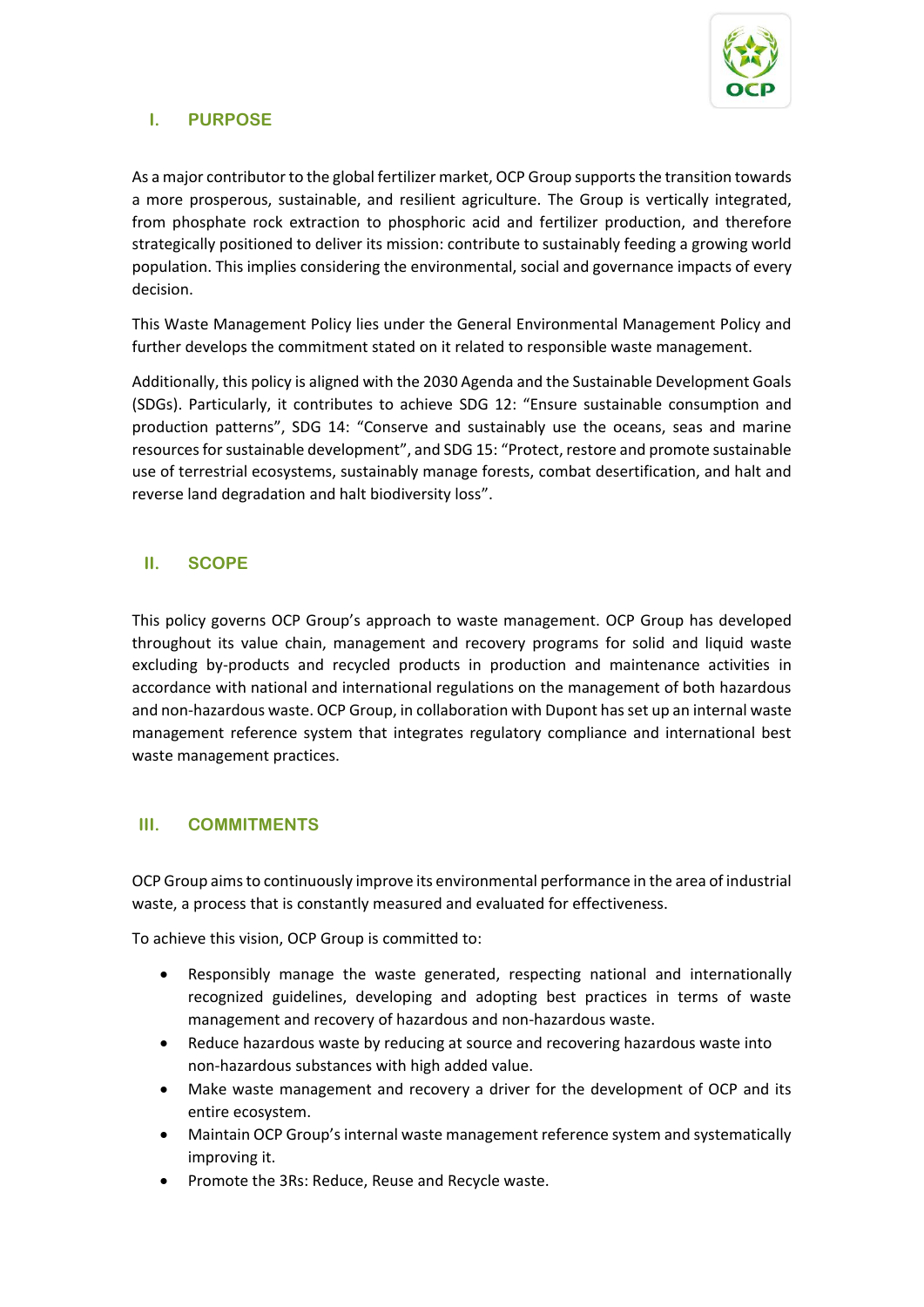## I. PURPOSE

As a major contributor to the global fertilizer market, OCP Group supports the transition towards a more prosperous, sustainable, and resilient agriculture. The Group is vertically integrated, from phosphate rock extraction to phosphoric acid and fertilizer production, and therefore strategically positioned to deliver its mission: contribute to sustainably feeding a growing world population. This implies considering the environmental, social and governance impacts of every decision.

This Waste Management Policy lies under the General Environmental Management Policy and further develops the commitment stated on it related to responsible waste management.

Additionally, this policy is aligned with the 2030 Agenda and the Sustainable Development Goals (SDGs). Particularly, it contributes to achieve SDG 12: "Ensure sustainable consumption and production patterns", SDG 14: "Conserve and sustainably use the oceans, seas and marine resources for sustainable development", and SDG 15: "Protect, restore and promote sustainable use of terrestrial ecosystems, sustainably manage forests, combat desertification, and halt and reverse land degradation and halt biodiversity loss".

## II. SCOPE

This policy governs OCP Group's approach to waste management. OCP Group has developed throughout its value chain, management and recovery programs for solid and liquid waste excluding by-products and recycled products in production and maintenance activities in accordance with national and international regulations on the management of both hazardous and non-hazardous waste. OCP Group, in collaboration with Dupont has set up an internal waste management reference system that integrates regulatory compliance and international best waste management practices.

## III. COMMITMENTS

OCP Group aims to continuously improve its environmental performance in the area of industrial waste, a process that is constantly measured and evaluated for effectiveness.

To achieve this vision, OCP Group is committed to:

- Responsibly manage the waste generated, respecting national and internationally recognized guidelines, developing and adopting best practices in terms of waste management and recovery of hazardous and non-hazardous waste.
- Reduce hazardous waste by reducing at source and recovering hazardous waste into non-hazardous substances with high added value.
- Make waste management and recovery a driver for the development of OCP and its entire ecosystem.
- Maintain OCP Group's internal waste management reference system and systematically improving it.
- Promote the 3Rs: Reduce, Reuse and Recycle waste.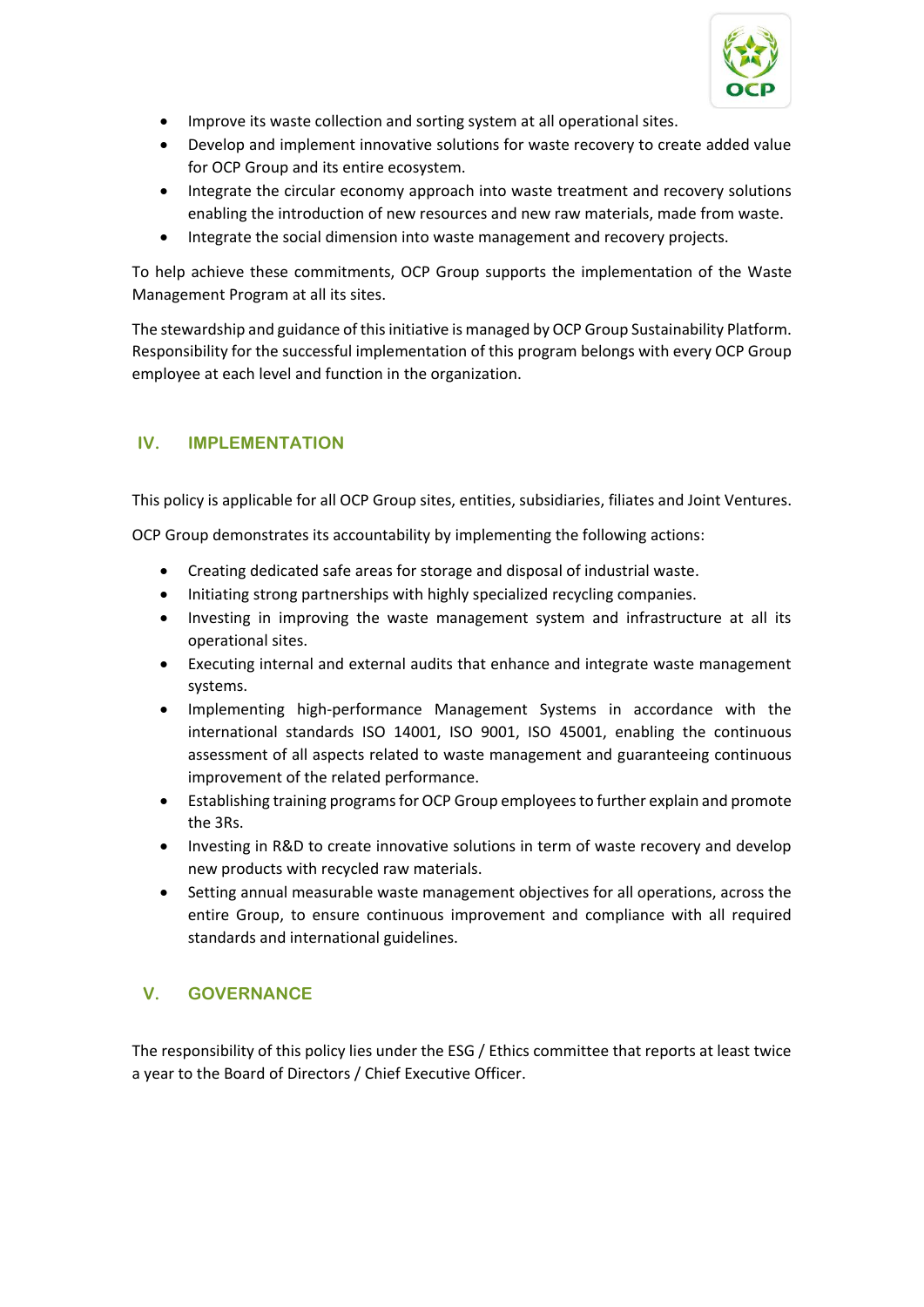- Improve its waste collection and sorting system at all operational sites.
- Develop and implement innovative solutions for waste recovery to create added value for OCP Group and its entire ecosystem.
- Integrate the circular economy approach into waste treatment and recovery solutions enabling the introduction of new resources and new raw materials, made from waste.
- Integrate the social dimension into waste management and recovery projects.

To help achieve these commitments, OCP Group supports the implementation of the Waste Management Program at all its sites.

The stewardship and guidance of this initiative is managed by OCP Group Sustainability Platform. Responsibility for the successful implementation of this program belongs with every OCP Group employee at each level and function in the organization.

## IV. IMPLEMENTATION

This policy is applicable for all OCP Group sites, entities, subsidiaries, filiates and Joint Ventures.

OCP Group demonstrates its accountability by implementing the following actions:

- Creating dedicated safe areas for storage and disposal of industrial waste.
- Initiating strong partnerships with highly specialized recycling companies.
- Investing in improving the waste management system and infrastructure at all its operational sites.
- Executing internal and external audits that enhance and integrate waste management systems.
- Implementing high-performance Management Systems in accordance with the international standards ISO 14001, ISO 9001, ISO 45001, enabling the continuous assessment of all aspects related to waste management and guaranteeing continuous improvement of the related performance.
- Establishing training programs for OCP Group employees to further explain and promote the 3Rs.
- Investing in R&D to create innovative solutions in term of waste recovery and develop new products with recycled raw materials.
- Setting annual measurable waste management objectives for all operations, across the entire Group, to ensure continuous improvement and compliance with all required standards and international guidelines.

## V. GOVERNANCE

The responsibility of this policy lies under the ESG / Ethics committee that reports at least twice a year to the Board of Directors / Chief Executive Officer.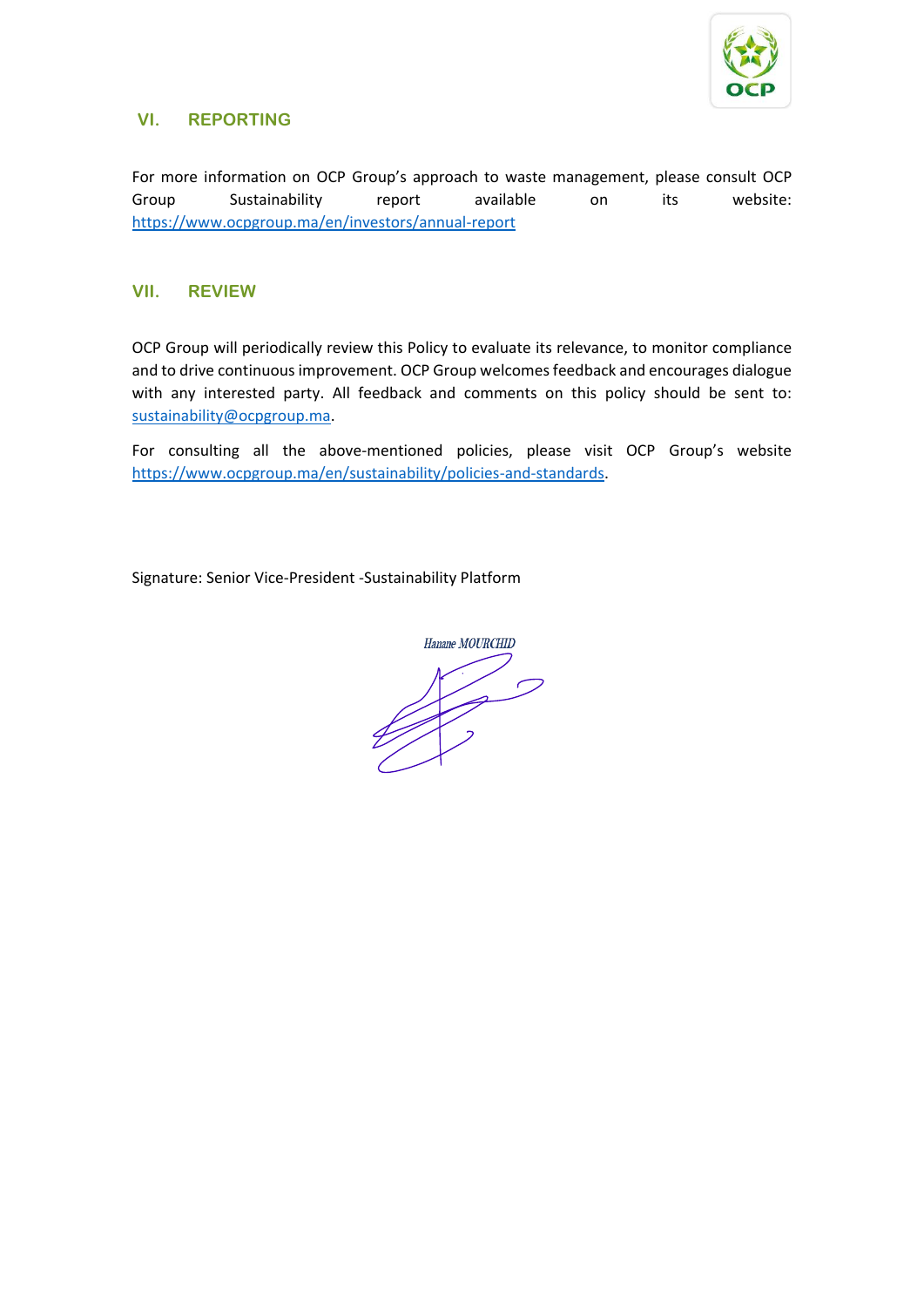## VI. REPORTING

For more information on OCP Group's approach to waste management, please consult OCP Group Sustainability report available on its website: https://www.ocpgroup.ma/en/investors/annual-report

## VII. REVIEW

OCP Group will periodically review this Policy to evaluate its relevance, to monitor compliance and to drive continuous improvement. OCP Group welcomes feedback and encourages dialogue with any interested party. All feedback and comments on this policy should be sent to: sustainability@ocpgroup.ma.

For consulting all the above-mentioned policies, please visit OCP Group's website https://www.ocpgroup.ma/en/sustainability/policies-and-standards.

Signature: Senior Vice-President -Sustainability Platform

Hanane MOURCHID